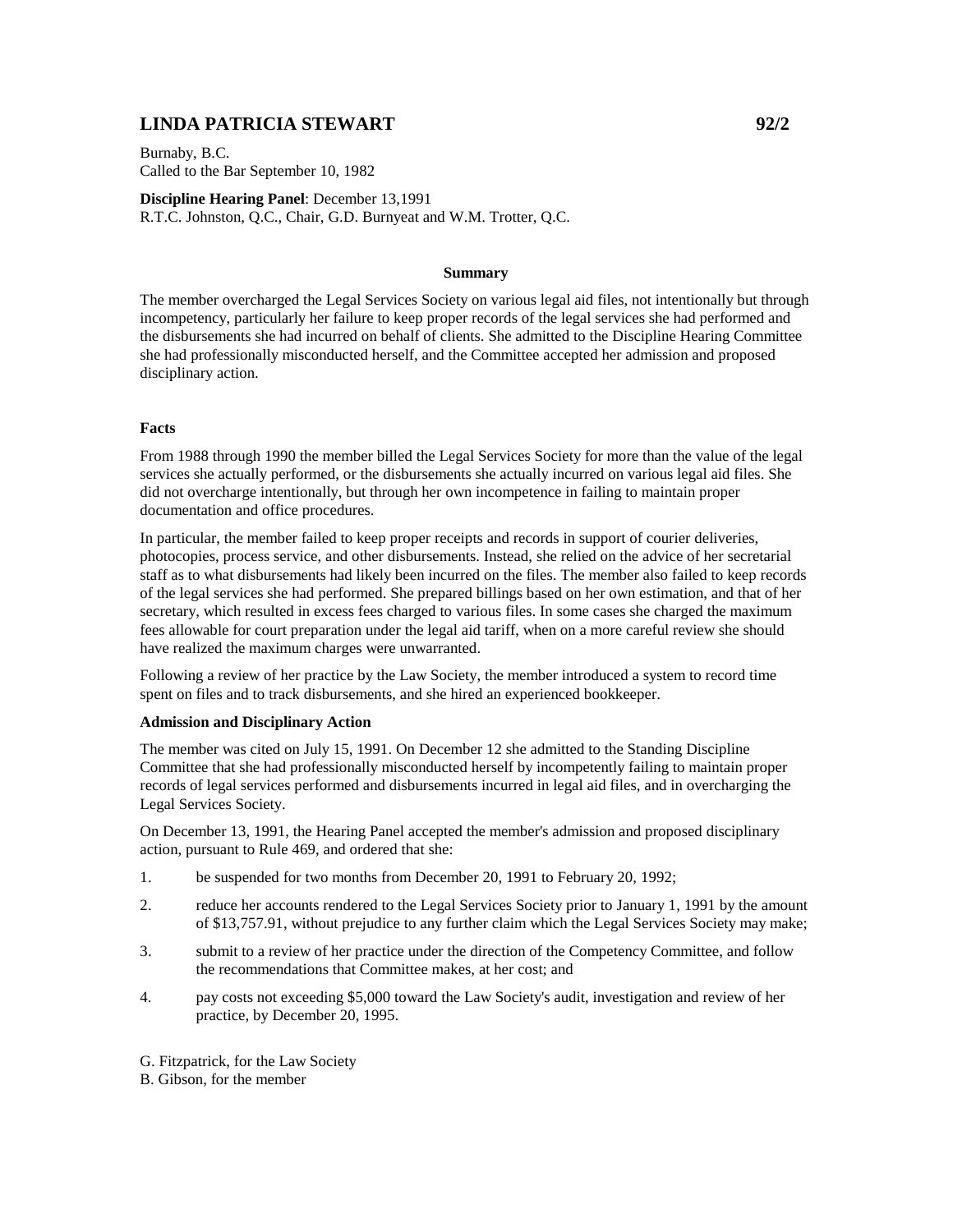# LINDA PATRICIA STEWART 92/2

Burnaby, B.C.
Called to the Bar September 10, 1982

**Discipline Hearing Panel**: December 13,1991
R.T.C. Johnston, Q.C., Chair, G.D. Burnyeat and W.M. Trotter, Q.C.

## Summary

The member overcharged the Legal Services Society on various legal aid files, not intentionally but through incompetency, particularly her failure to keep proper records of the legal services she had performed and the disbursements she had incurred on behalf of clients. She admitted to the Discipline Hearing Committee she had professionally misconducted herself, and the Committee accepted her admission and proposed disciplinary action.

### Facts

From 1988 through 1990 the member billed the Legal Services Society for more than the value of the legal services she actually performed, or the disbursements she actually incurred on various legal aid files. She did not overcharge intentionally, but through her own incompetence in failing to maintain proper documentation and office procedures.

In particular, the member failed to keep proper receipts and records in support of courier deliveries, photocopies, process service, and other disbursements. Instead, she relied on the advice of her secretarial staff as to what disbursements had likely been incurred on the files. The member also failed to keep records of the legal services she had performed. She prepared billings based on her own estimation, and that of her secretary, which resulted in excess fees charged to various files. In some cases she charged the maximum fees allowable for court preparation under the legal aid tariff, when on a more careful review she should have realized the maximum charges were unwarranted.

Following a review of her practice by the Law Society, the member introduced a system to record time spent on files and to track disbursements, and she hired an experienced bookkeeper.

### Admission and Disciplinary Action

The member was cited on July 15, 1991. On December 12 she admitted to the Standing Discipline Committee that she had professionally misconducted herself by incompetently failing to maintain proper records of legal services performed and disbursements incurred in legal aid files, and in overcharging the Legal Services Society.

On December 13, 1991, the Hearing Panel accepted the member's admission and proposed disciplinary action, pursuant to Rule 469, and ordered that she:

1. be suspended for two months from December 20, 1991 to February 20, 1992;
2. reduce her accounts rendered to the Legal Services Society prior to January 1, 1991 by the amount of $13,757.91, without prejudice to any further claim which the Legal Services Society may make;
3. submit to a review of her practice under the direction of the Competency Committee, and follow the recommendations that Committee makes, at her cost; and
4. pay costs not exceeding $5,000 toward the Law Society's audit, investigation and review of her practice, by December 20, 1995.

G. Fitzpatrick, for the Law Society
B. Gibson, for the member